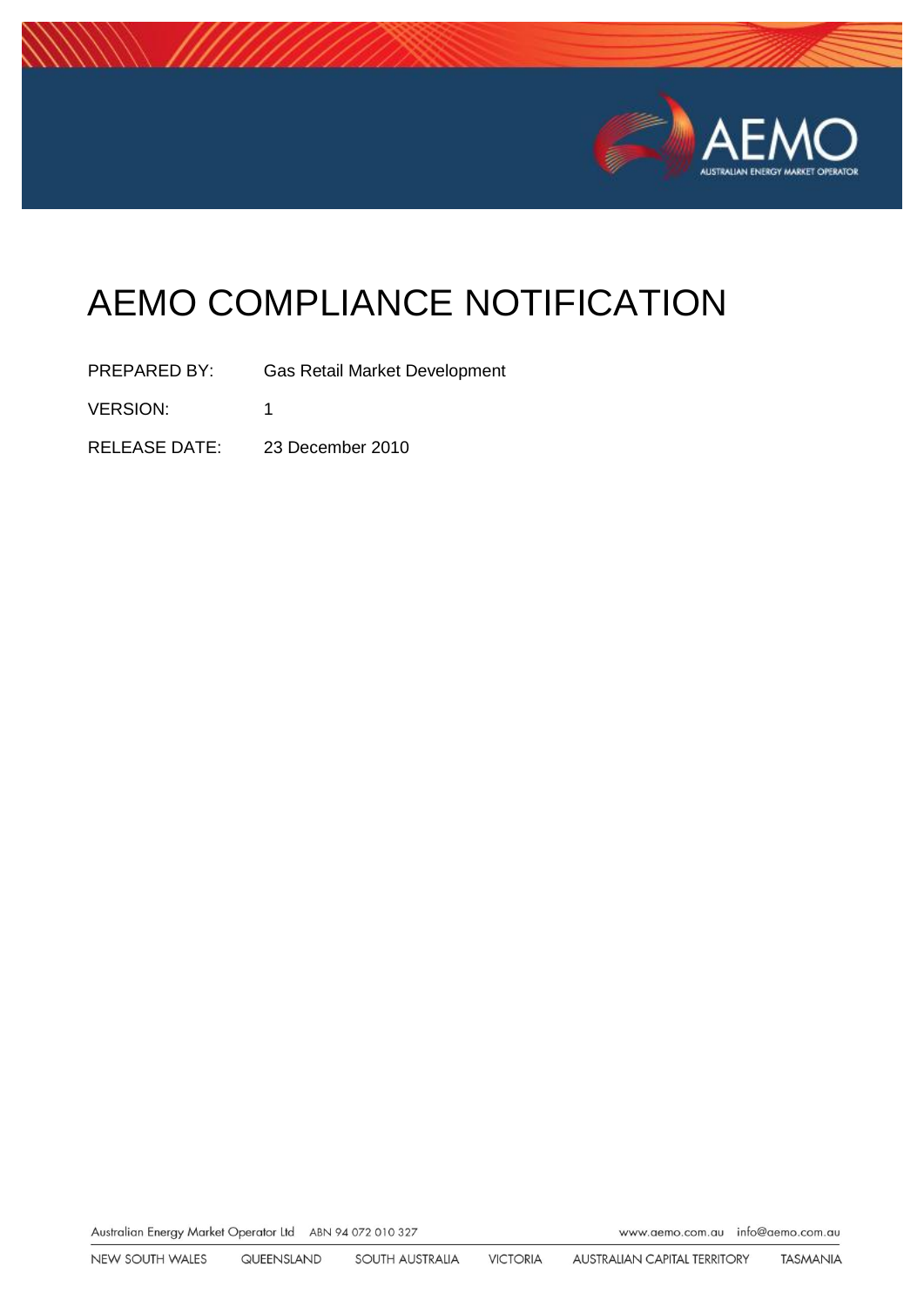# AEMO COMPLIANCE NOTIFICATION

PREPARED BY: Gas Retail Market Development

VERSION: 1

RELEASE DATE: 23 December 2010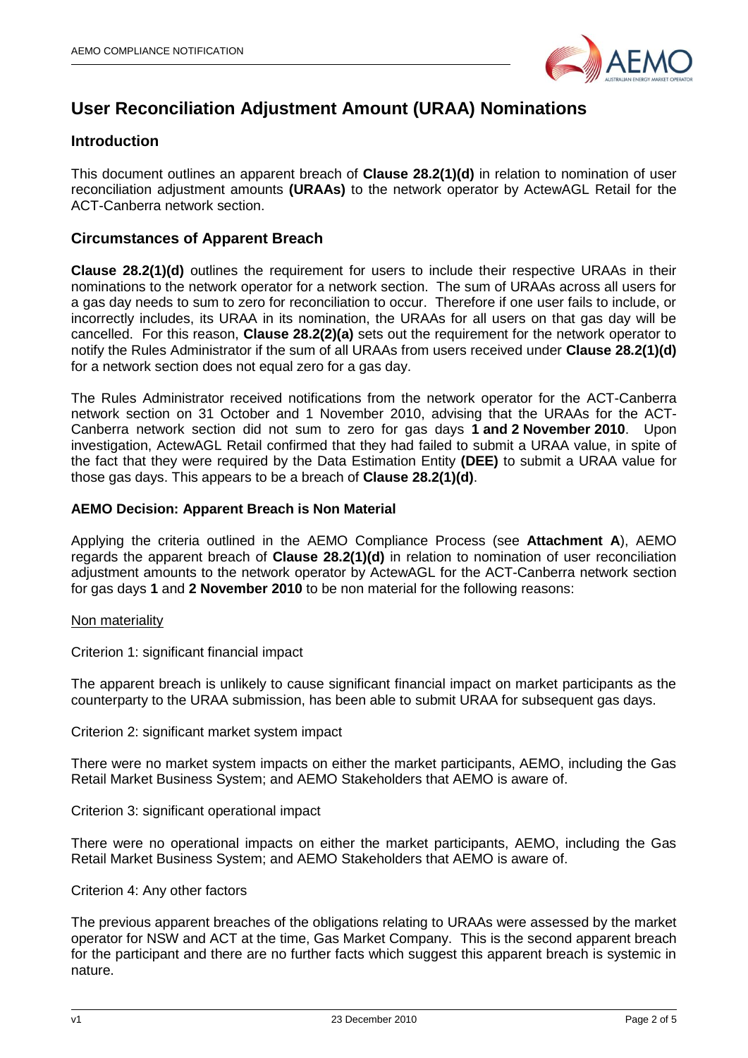# User Reconciliation Adjustment Amount (URAA) Nominations

## Introduction

This document outlines an apparent breach of **Clause 28.2(1)(d)** in relation to nomination of user reconciliation adjustment amounts **(URAAs)** to the network operator by ActewAGL Retail for the ACT-Canberra network section.

## Circumstances of Apparent Breach

**Clause 28.2(1)(d)** outlines the requirement for users to include their respective URAAs in their nominations to the network operator for a network section. The sum of URAAs across all users for a gas day needs to sum to zero for reconciliation to occur. Therefore if one user fails to include, or incorrectly includes, its URAA in its nomination, the URAAs for all users on that gas day will be cancelled. For this reason, **Clause 28.2(2)(a)** sets out the requirement for the network operator to notify the Rules Administrator if the sum of all URAAs from users received under **Clause 28.2(1)(d)** for a network section does not equal zero for a gas day.

The Rules Administrator received notifications from the network operator for the ACT-Canberra network section on 31 October and 1 November 2010, advising that the URAAs for the ACT-Canberra network section did not sum to zero for gas days **1 and 2 November 2010**. Upon investigation, ActewAGL Retail confirmed that they had failed to submit a URAA value, in spite of the fact that they were required by the Data Estimation Entity **(DEE)** to submit a URAA value for those gas days. This appears to be a breach of **Clause 28.2(1)(d)**.

### AEMO Decision: Apparent Breach is Non Material

Applying the criteria outlined in the AEMO Compliance Process (see **Attachment A**), AEMO regards the apparent breach of **Clause 28.2(1)(d)** in relation to nomination of user reconciliation adjustment amounts to the network operator by ActewAGL for the ACT-Canberra network section for gas days **1** and **2 November 2010** to be non material for the following reasons:

Non materiality

Criterion 1: significant financial impact

The apparent breach is unlikely to cause significant financial impact on market participants as the counterparty to the URAA submission, has been able to submit URAA for subsequent gas days.

Criterion 2: significant market system impact

There were no market system impacts on either the market participants, AEMO, including the Gas Retail Market Business System; and AEMO Stakeholders that AEMO is aware of.

Criterion 3: significant operational impact

There were no operational impacts on either the market participants, AEMO, including the Gas Retail Market Business System; and AEMO Stakeholders that AEMO is aware of.

Criterion 4: Any other factors

The previous apparent breaches of the obligations relating to URAAs were assessed by the market operator for NSW and ACT at the time, Gas Market Company. This is the second apparent breach for the participant and there are no further facts which suggest this apparent breach is systemic in nature.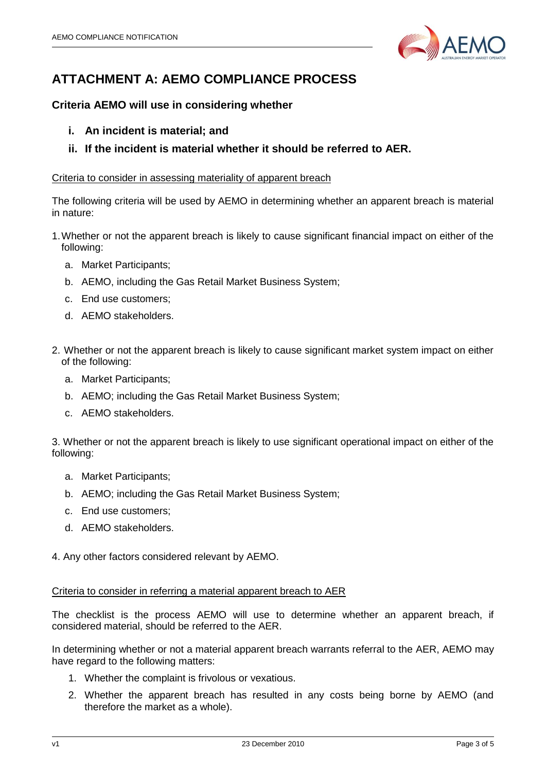# ATTACHMENT A: AEMO COMPLIANCE PROCESS

### Criteria AEMO will use in considering whether

- **i. An incident is material; and**
- **ii. If the incident is material whether it should be referred to AER.**

<u>Criteria to consider in assessing materiality of apparent breach</u>

The following criteria will be used by AEMO in determining whether an apparent breach is material in nature:

1. Whether or not the apparent breach is likely to cause significant financial impact on either of the following:
   a. Market Participants;
   b. AEMO, including the Gas Retail Market Business System;
   c. End use customers;
   d. AEMO stakeholders.

2. Whether or not the apparent breach is likely to cause significant market system impact on either of the following:
   a. Market Participants;
   b. AEMO; including the Gas Retail Market Business System;
   c. AEMO stakeholders.

3. Whether or not the apparent breach is likely to use significant operational impact on either of the following:
   a. Market Participants;
   b. AEMO; including the Gas Retail Market Business System;
   c. End use customers;
   d. AEMO stakeholders.

4. Any other factors considered relevant by AEMO.

<u>Criteria to consider in referring a material apparent breach to AER</u>

The checklist is the process AEMO will use to determine whether an apparent breach, if considered material, should be referred to the AER.

In determining whether or not a material apparent breach warrants referral to the AER, AEMO may have regard to the following matters:

1. Whether the complaint is frivolous or vexatious.
2. Whether the apparent breach has resulted in any costs being borne by AEMO (and therefore the market as a whole).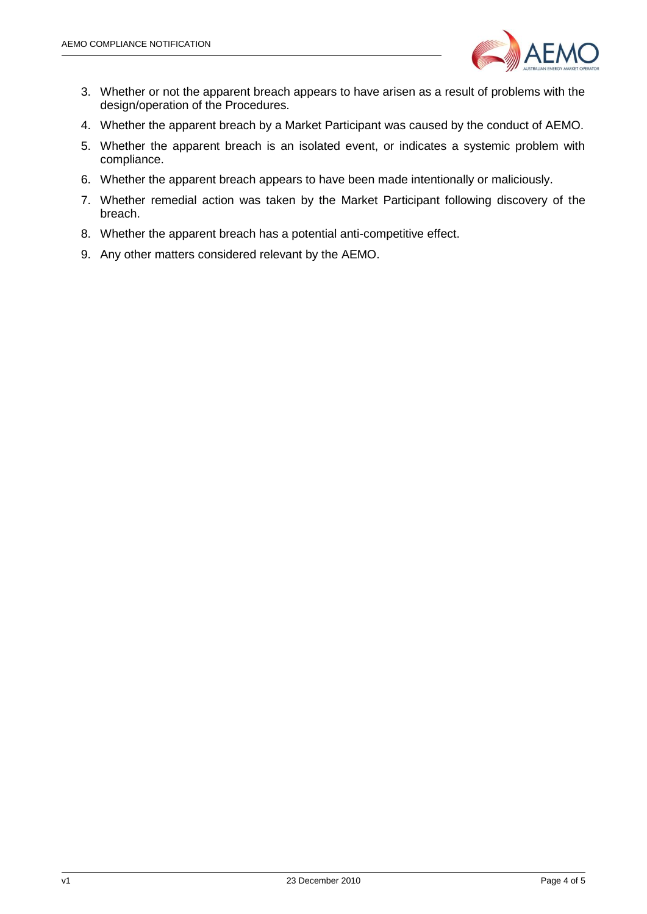3. Whether or not the apparent breach appears to have arisen as a result of problems with the design/operation of the Procedures.
4. Whether the apparent breach by a Market Participant was caused by the conduct of AEMO.
5. Whether the apparent breach is an isolated event, or indicates a systemic problem with compliance.
6. Whether the apparent breach appears to have been made intentionally or maliciously.
7. Whether remedial action was taken by the Market Participant following discovery of the breach.
8. Whether the apparent breach has a potential anti-competitive effect.
9. Any other matters considered relevant by the AEMO.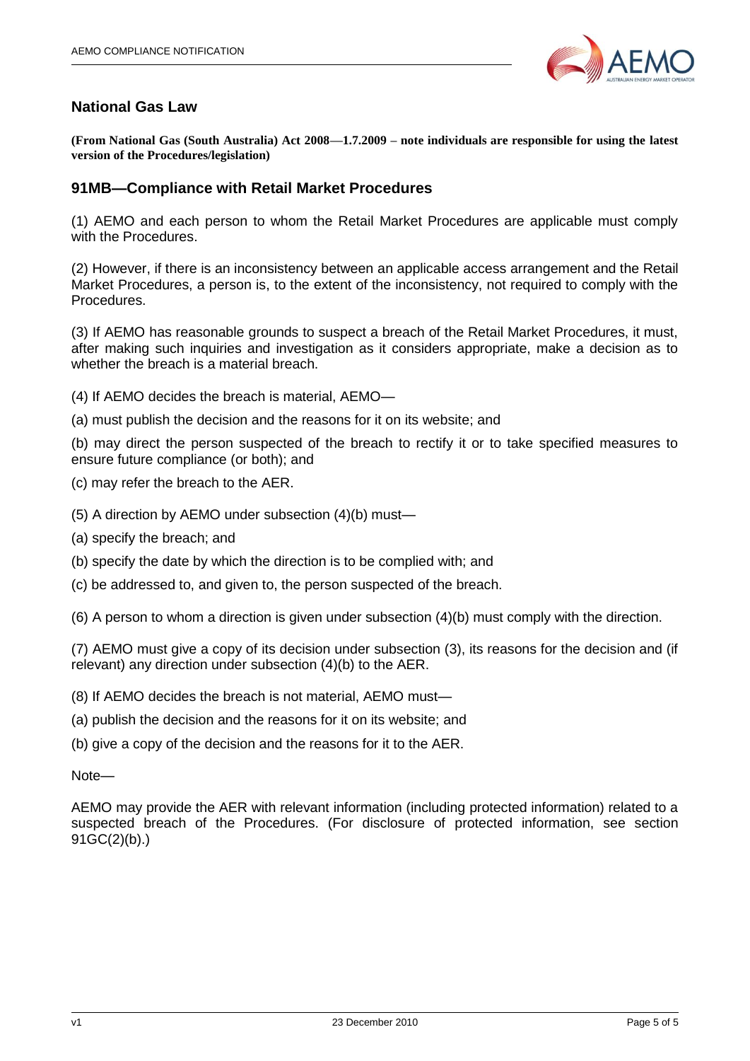## National Gas Law

**(From National Gas (South Australia) Act 2008—1.7.2009 – note individuals are responsible for using the latest version of the Procedures/legislation)**

### 91MB—Compliance with Retail Market Procedures

(1) AEMO and each person to whom the Retail Market Procedures are applicable must comply with the Procedures.

(2) However, if there is an inconsistency between an applicable access arrangement and the Retail Market Procedures, a person is, to the extent of the inconsistency, not required to comply with the Procedures.

(3) If AEMO has reasonable grounds to suspect a breach of the Retail Market Procedures, it must, after making such inquiries and investigation as it considers appropriate, make a decision as to whether the breach is a material breach.

(4) If AEMO decides the breach is material, AEMO—

(a) must publish the decision and the reasons for it on its website; and

(b) may direct the person suspected of the breach to rectify it or to take specified measures to ensure future compliance (or both); and

(c) may refer the breach to the AER.

(5) A direction by AEMO under subsection (4)(b) must—

(a) specify the breach; and

(b) specify the date by which the direction is to be complied with; and

(c) be addressed to, and given to, the person suspected of the breach.

(6) A person to whom a direction is given under subsection (4)(b) must comply with the direction.

(7) AEMO must give a copy of its decision under subsection (3), its reasons for the decision and (if relevant) any direction under subsection (4)(b) to the AER.

(8) If AEMO decides the breach is not material, AEMO must—

(a) publish the decision and the reasons for it on its website; and

(b) give a copy of the decision and the reasons for it to the AER.

Note—

AEMO may provide the AER with relevant information (including protected information) related to a suspected breach of the Procedures. (For disclosure of protected information, see section 91GC(2)(b).)